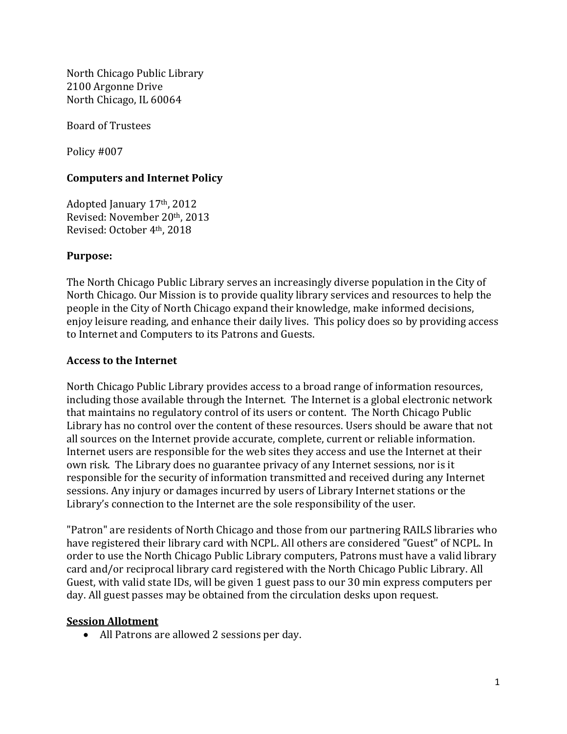North Chicago Public Library
2100 Argonne Drive
North Chicago, IL 60064

Board of Trustees

Policy #007

**Computers and Internet Policy**

Adopted January 17th, 2012
Revised: November 20th, 2013
Revised: October 4th, 2018

**Purpose:**

The North Chicago Public Library serves an increasingly diverse population in the City of North Chicago. Our Mission is to provide quality library services and resources to help the people in the City of North Chicago expand their knowledge, make informed decisions, enjoy leisure reading, and enhance their daily lives. This policy does so by providing access to Internet and Computers to its Patrons and Guests.

**Access to the Internet**

North Chicago Public Library provides access to a broad range of information resources, including those available through the Internet. The Internet is a global electronic network that maintains no regulatory control of its users or content. The North Chicago Public Library has no control over the content of these resources. Users should be aware that not all sources on the Internet provide accurate, complete, current or reliable information. Internet users are responsible for the web sites they access and use the Internet at their own risk. The Library does no guarantee privacy of any Internet sessions, nor is it responsible for the security of information transmitted and received during any Internet sessions. Any injury or damages incurred by users of Library Internet stations or the Library's connection to the Internet are the sole responsibility of the user.

"Patron" are residents of North Chicago and those from our partnering RAILS libraries who have registered their library card with NCPL. All others are considered "Guest" of NCPL. In order to use the North Chicago Public Library computers, Patrons must have a valid library card and/or reciprocal library card registered with the North Chicago Public Library. All Guest, with valid state IDs, will be given 1 guest pass to our 30 min express computers per day. All guest passes may be obtained from the circulation desks upon request.

**Session Allotment**

- All Patrons are allowed 2 sessions per day.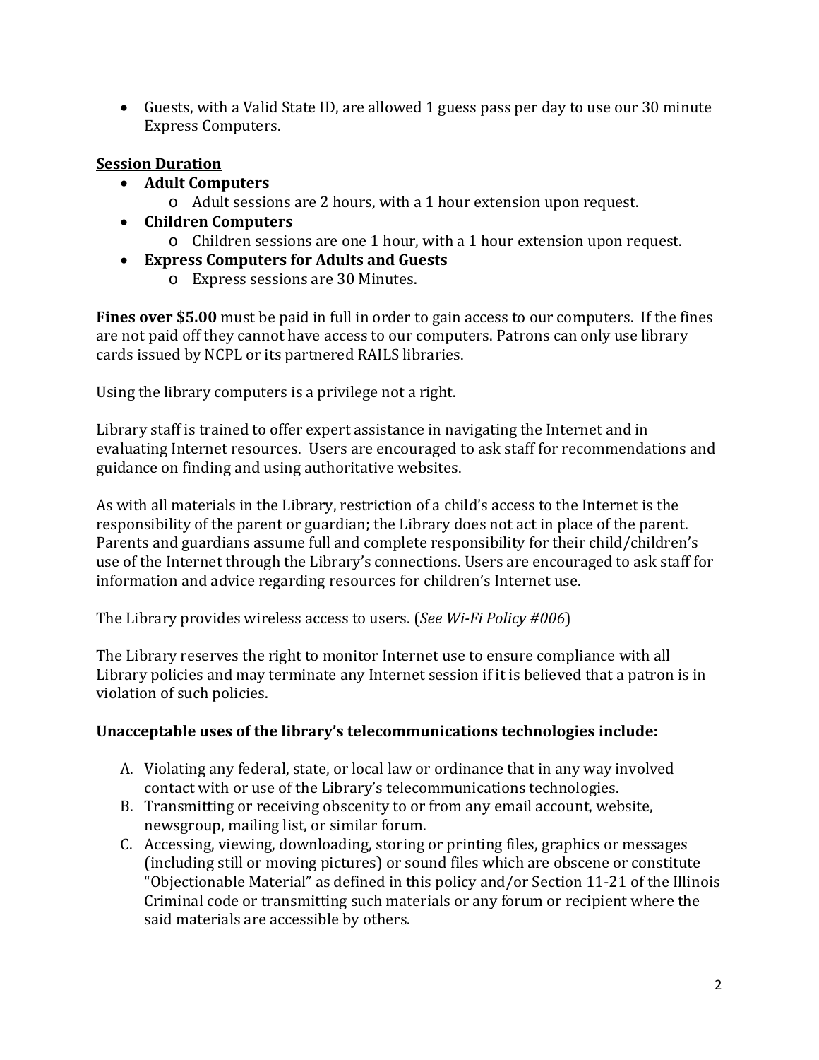- Guests, with a Valid State ID, are allowed 1 guess pass per day to use our 30 minute Express Computers.

**Session Duration**

- **Adult Computers**
  - Adult sessions are 2 hours, with a 1 hour extension upon request.
- **Children Computers**
  - Children sessions are one 1 hour, with a 1 hour extension upon request.
- **Express Computers for Adults and Guests**
  - Express sessions are 30 Minutes.

**Fines over $5.00** must be paid in full in order to gain access to our computers. If the fines are not paid off they cannot have access to our computers. Patrons can only use library cards issued by NCPL or its partnered RAILS libraries.

Using the library computers is a privilege not a right.

Library staff is trained to offer expert assistance in navigating the Internet and in evaluating Internet resources. Users are encouraged to ask staff for recommendations and guidance on finding and using authoritative websites.

As with all materials in the Library, restriction of a child's access to the Internet is the responsibility of the parent or guardian; the Library does not act in place of the parent. Parents and guardians assume full and complete responsibility for their child/children's use of the Internet through the Library's connections. Users are encouraged to ask staff for information and advice regarding resources for children's Internet use.

The Library provides wireless access to users. (*See Wi-Fi Policy #006*)

The Library reserves the right to monitor Internet use to ensure compliance with all Library policies and may terminate any Internet session if it is believed that a patron is in violation of such policies.

**Unacceptable uses of the library's telecommunications technologies include:**

A. Violating any federal, state, or local law or ordinance that in any way involved contact with or use of the Library's telecommunications technologies.
B. Transmitting or receiving obscenity to or from any email account, website, newsgroup, mailing list, or similar forum.
C. Accessing, viewing, downloading, storing or printing files, graphics or messages (including still or moving pictures) or sound files which are obscene or constitute "Objectionable Material" as defined in this policy and/or Section 11-21 of the Illinois Criminal code or transmitting such materials or any forum or recipient where the said materials are accessible by others.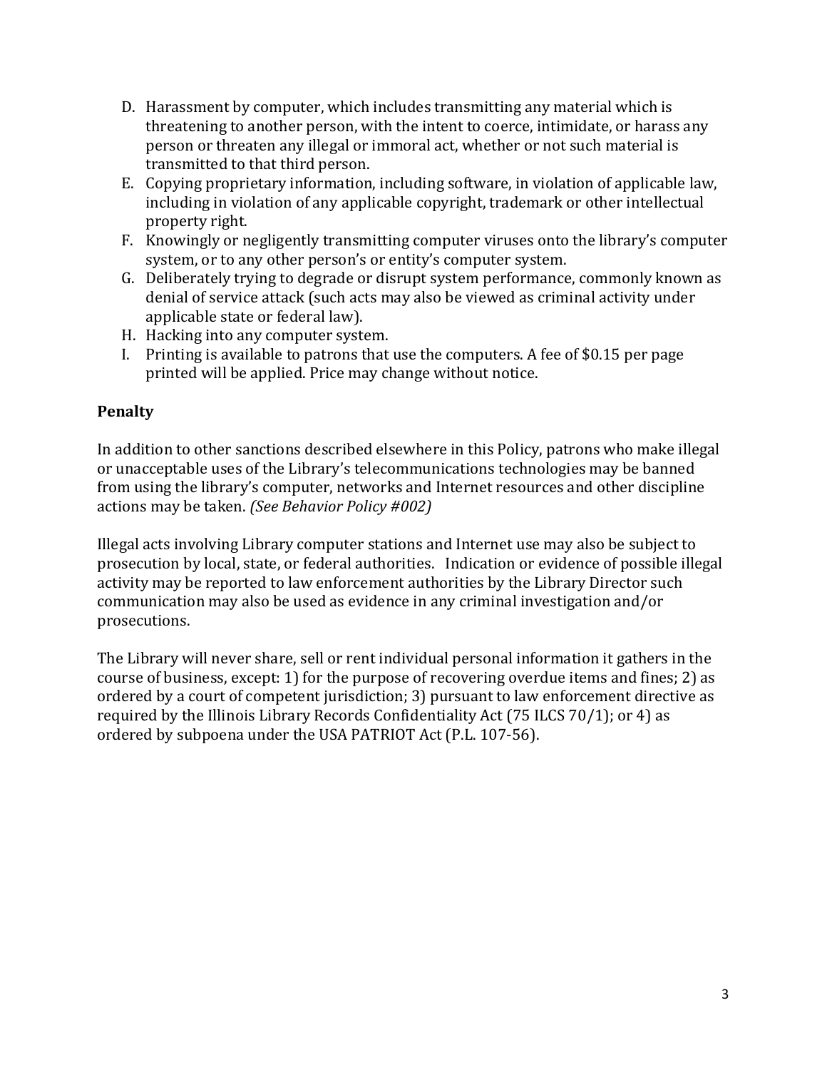D. Harassment by computer, which includes transmitting any material which is threatening to another person, with the intent to coerce, intimidate, or harass any person or threaten any illegal or immoral act, whether or not such material is transmitted to that third person.
E. Copying proprietary information, including software, in violation of applicable law, including in violation of any applicable copyright, trademark or other intellectual property right.
F. Knowingly or negligently transmitting computer viruses onto the library's computer system, or to any other person's or entity's computer system.
G. Deliberately trying to degrade or disrupt system performance, commonly known as denial of service attack (such acts may also be viewed as criminal activity under applicable state or federal law).
H. Hacking into any computer system.
I. Printing is available to patrons that use the computers. A fee of $0.15 per page printed will be applied. Price may change without notice.

**Penalty**

In addition to other sanctions described elsewhere in this Policy, patrons who make illegal or unacceptable uses of the Library's telecommunications technologies may be banned from using the library's computer, networks and Internet resources and other discipline actions may be taken. *(See Behavior Policy #002)*

Illegal acts involving Library computer stations and Internet use may also be subject to prosecution by local, state, or federal authorities. Indication or evidence of possible illegal activity may be reported to law enforcement authorities by the Library Director such communication may also be used as evidence in any criminal investigation and/or prosecutions.

The Library will never share, sell or rent individual personal information it gathers in the course of business, except: 1) for the purpose of recovering overdue items and fines; 2) as ordered by a court of competent jurisdiction; 3) pursuant to law enforcement directive as required by the Illinois Library Records Confidentiality Act (75 ILCS 70/1); or 4) as ordered by subpoena under the USA PATRIOT Act (P.L. 107-56).